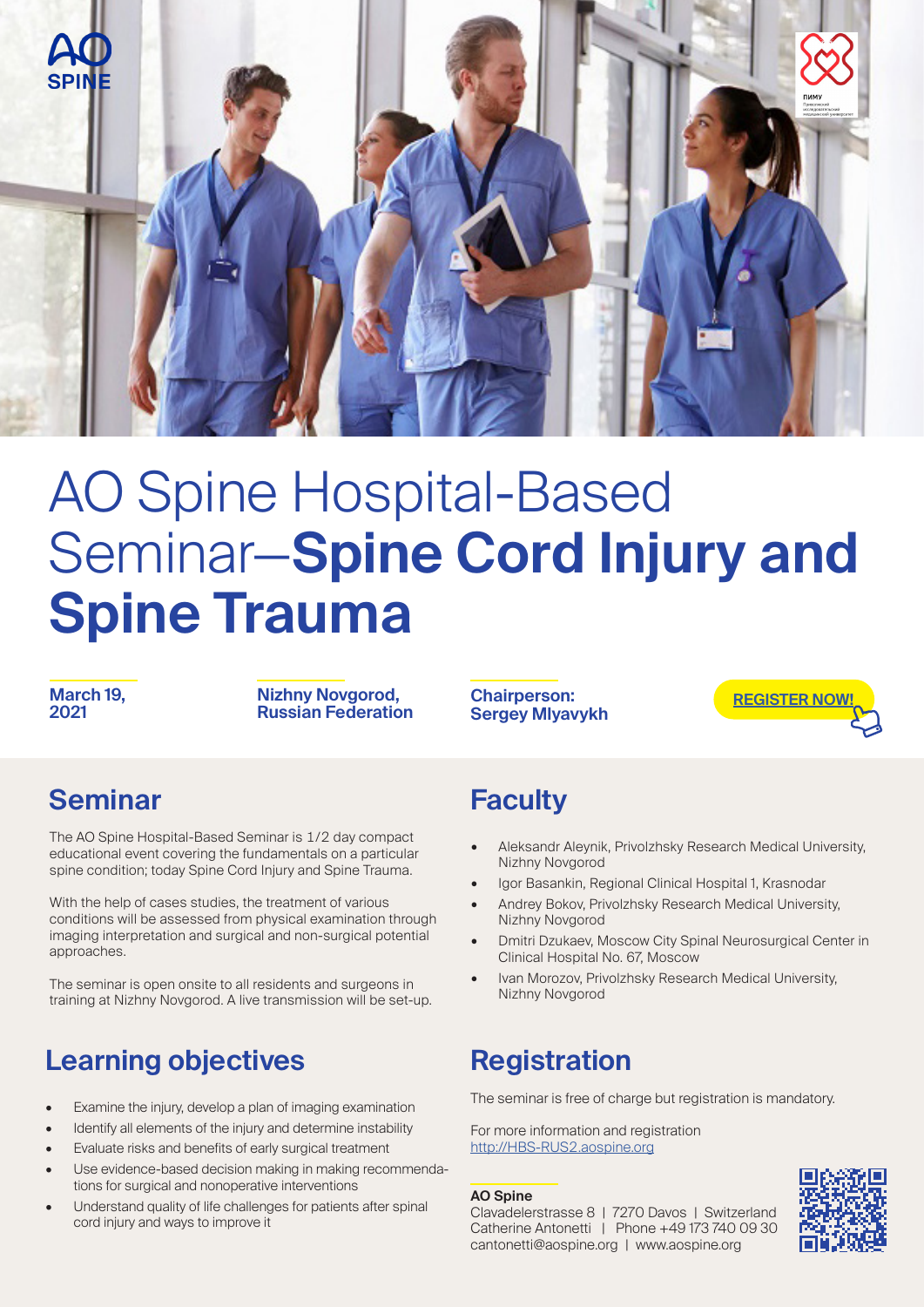# AO Spine Hospital-Based Seminar—**Spine Cord Injury and Spine Trauma**

**March 19, 2021**

**Nizhny Novgorod, Russian Federation**

**Chairperson: Sergey Mlyavykh**

**REGISTER NOW!**

## Seminar

The AO Spine Hospital-Based Seminar is 1/2 day compact educational event covering the fundamentals on a particular spine condition; today Spine Cord Injury and Spine Trauma.

With the help of cases studies, the treatment of various conditions will be assessed from physical examination through imaging interpretation and surgical and non-surgical potential approaches.

The seminar is open onsite to all residents and surgeons in training at Nizhny Novgorod. A live transmission will be set-up.

## Learning objectives

- Examine the injury, develop a plan of imaging examination
- Identify all elements of the injury and determine instability
- Evaluate risks and benefits of early surgical treatment
- Use evidence-based decision making in making recommendations for surgical and nonoperative interventions
- Understand quality of life challenges for patients after spinal cord injury and ways to improve it

## Faculty

- Aleksandr Aleynik, Privolzhsky Research Medical University, Nizhny Novgorod
- Igor Basankin, Regional Clinical Hospital 1, Krasnodar
- Andrey Bokov, Privolzhsky Research Medical University, Nizhny Novgorod
- Dmitri Dzukaev, Moscow City Spinal Neurosurgical Center in Clinical Hospital No. 67, Moscow
- Ivan Morozov, Privolzhsky Research Medical University, Nizhny Novgorod

## Registration

The seminar is free of charge but registration is mandatory.

For more information and registration
http://HBS-RUS2.aospine.org

**AO Spine**
Clavadelerstrasse 8 | 7270 Davos | Switzerland
Catherine Antonetti | Phone +49 173 740 09 30
cantonetti@aospine.org | www.aospine.org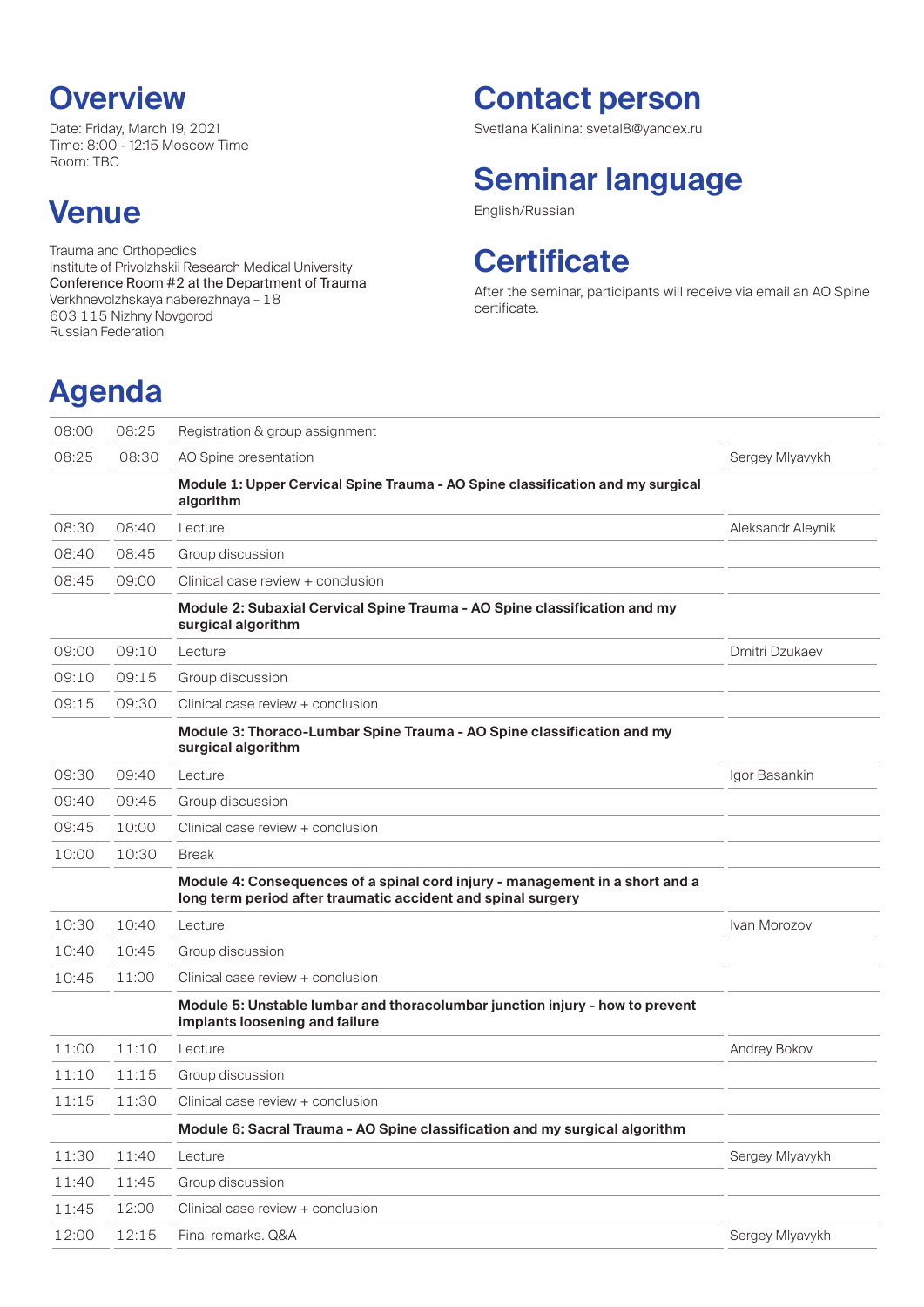## Overview

Date: Friday, March 19, 2021
Time: 8:00 - 12:15 Moscow Time
Room: TBC

## Venue

Trauma and Orthopedics
Institute of Privolzhskii Research Medical University
Conference Room #2 at the Department of Trauma
Verkhnevolzhskaya naberezhnaya – 18
603 115 Nizhny Novgorod
Russian Federation

## Contact person

Svetlana Kalinina: svetal8@yandex.ru

## Seminar language

English/Russian

## Certificate

After the seminar, participants will receive via email an AO Spine certificate.

## Agenda

| | | | |
|---|---|---|---|
| 08:00 | 08:25 | Registration & group assignment | |
| 08:25 | 08:30 | AO Spine presentation | Sergey Mlyavykh |
| | | **Module 1: Upper Cervical Spine Trauma - AO Spine classification and my surgical algorithm** | |
| 08:30 | 08:40 | Lecture | Aleksandr Aleynik |
| 08:40 | 08:45 | Group discussion | |
| 08:45 | 09:00 | Clinical case review + conclusion | |
| | | **Module 2: Subaxial Cervical Spine Trauma - AO Spine classification and my surgical algorithm** | |
| 09:00 | 09:10 | Lecture | Dmitri Dzukaev |
| 09:10 | 09:15 | Group discussion | |
| 09:15 | 09:30 | Clinical case review + conclusion | |
| | | **Module 3: Thoraco-Lumbar Spine Trauma - AO Spine classification and my surgical algorithm** | |
| 09:30 | 09:40 | Lecture | Igor Basankin |
| 09:40 | 09:45 | Group discussion | |
| 09:45 | 10:00 | Clinical case review + conclusion | |
| 10:00 | 10:30 | Break | |
| | | **Module 4: Consequences of a spinal cord injury - management in a short and a long term period after traumatic accident and spinal surgery** | |
| 10:30 | 10:40 | Lecture | Ivan Morozov |
| 10:40 | 10:45 | Group discussion | |
| 10:45 | 11:00 | Clinical case review + conclusion | |
| | | **Module 5: Unstable lumbar and thoracolumbar junction injury - how to prevent implants loosening and failure** | |
| 11:00 | 11:10 | Lecture | Andrey Bokov |
| 11:10 | 11:15 | Group discussion | |
| 11:15 | 11:30 | Clinical case review + conclusion | |
| | | **Module 6: Sacral Trauma - AO Spine classification and my surgical algorithm** | |
| 11:30 | 11:40 | Lecture | Sergey Mlyavykh |
| 11:40 | 11:45 | Group discussion | |
| 11:45 | 12:00 | Clinical case review + conclusion | |
| 12:00 | 12:15 | Final remarks. Q&A | Sergey Mlyavykh |